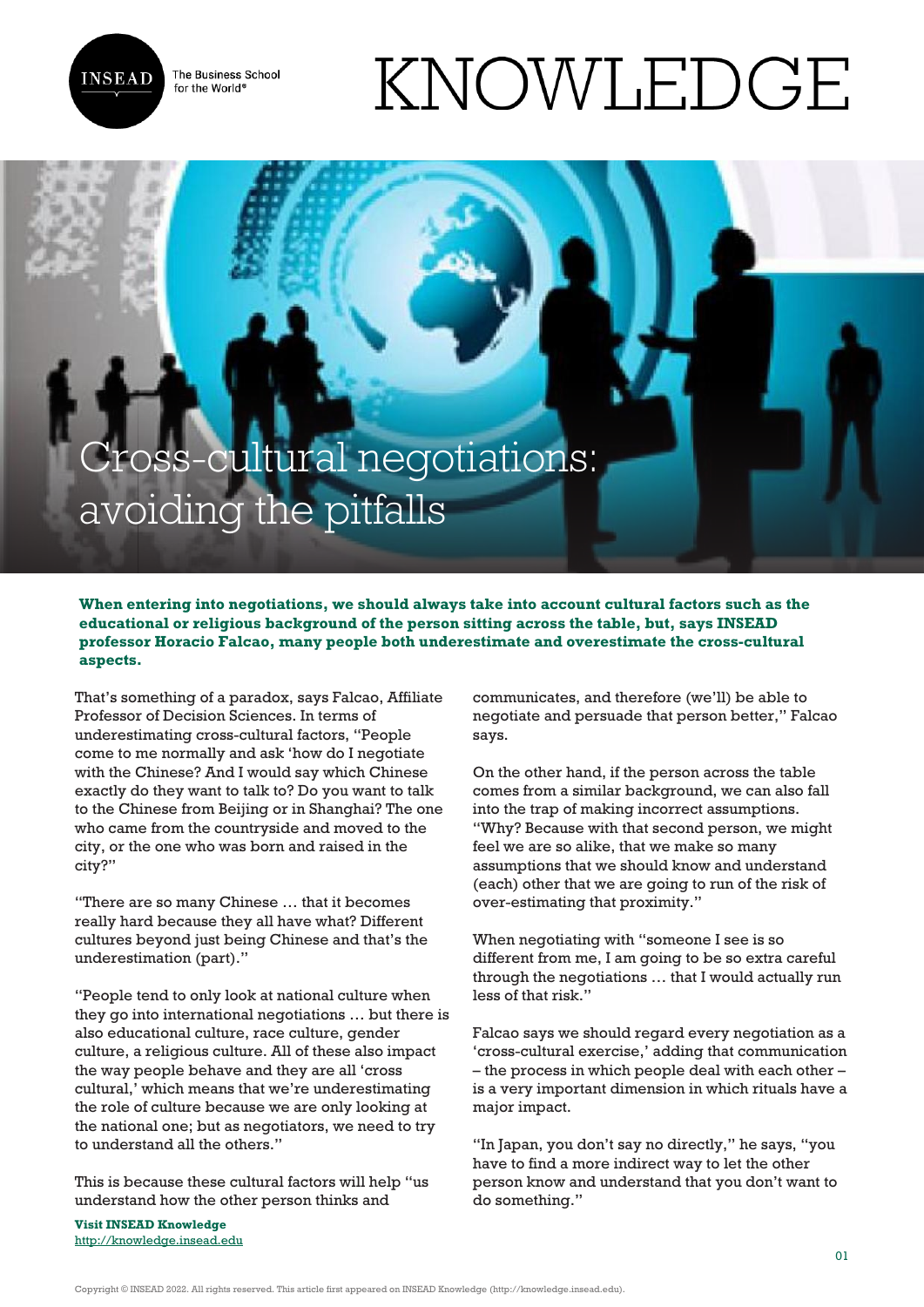# Cross-cultural negotiations: avoiding the pitfalls

**When entering into negotiations, we should always take into account cultural factors such as the educational or religious background of the person sitting across the table, but, says INSEAD professor Horacio Falcao, many people both underestimate and overestimate the cross-cultural aspects.**

That's something of a paradox, says Falcao, Affiliate Professor of Decision Sciences. In terms of underestimating cross-cultural factors, "People come to me normally and ask 'how do I negotiate with the Chinese? And I would say which Chinese exactly do they want to talk to? Do you want to talk to the Chinese from Beijing or in Shanghai? The one who came from the countryside and moved to the city, or the one who was born and raised in the city?"

"There are so many Chinese … that it becomes really hard because they all have what? Different cultures beyond just being Chinese and that's the underestimation (part)."

"People tend to only look at national culture when they go into international negotiations … but there is also educational culture, race culture, gender culture, a religious culture. All of these also impact the way people behave and they are all 'cross cultural,' which means that we're underestimating the role of culture because we are only looking at the national one; but as negotiators, we need to try to understand all the others."

This is because these cultural factors will help "us understand how the other person thinks and communicates, and therefore (we'll) be able to negotiate and persuade that person better," Falcao says.

On the other hand, if the person across the table comes from a similar background, we can also fall into the trap of making incorrect assumptions. "Why? Because with that second person, we might feel we are so alike, that we make so many assumptions that we should know and understand (each) other that we are going to run of the risk of over-estimating that proximity."

When negotiating with "someone I see is so different from me, I am going to be so extra careful through the negotiations … that I would actually run less of that risk."

Falcao says we should regard every negotiation as a 'cross-cultural exercise,' adding that communication – the process in which people deal with each other – is a very important dimension in which rituals have a major impact.

"In Japan, you don't say no directly," he says, "you have to find a more indirect way to let the other person know and understand that you don't want to do something."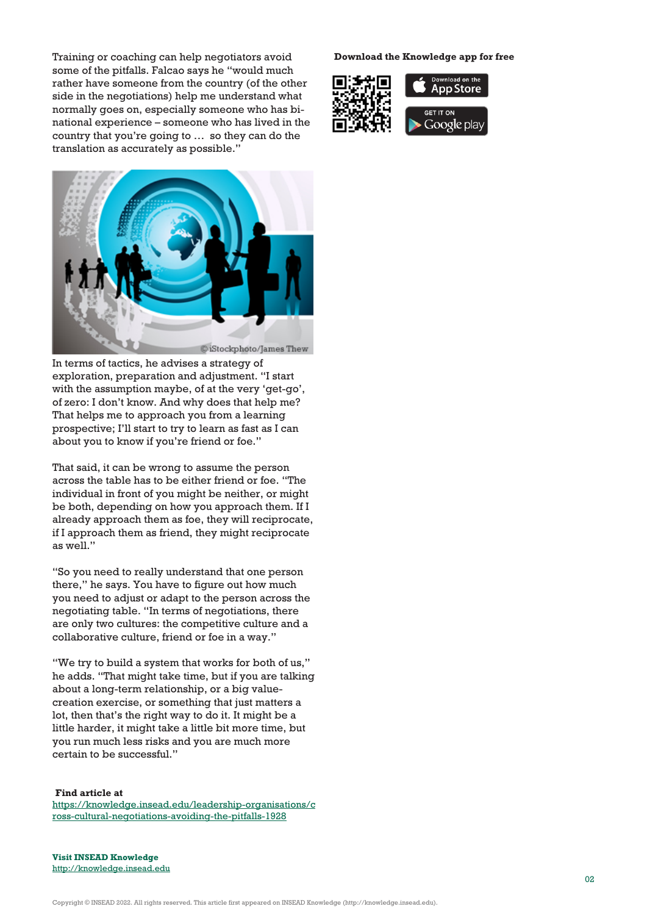Training or coaching can help negotiators avoid some of the pitfalls. Falcao says he "would much rather have someone from the country (of the other side in the negotiations) help me understand what normally goes on, especially someone who has bi-national experience – someone who has lived in the country that you're going to … so they can do the translation as accurately as possible."

© iStockphoto/James Thew

In terms of tactics, he advises a strategy of exploration, preparation and adjustment. "I start with the assumption maybe, of at the very 'get-go', of zero: I don't know. And why does that help me? That helps me to approach you from a learning prospective; I'll start to try to learn as fast as I can about you to know if you're friend or foe."

That said, it can be wrong to assume the person across the table has to be either friend or foe. "The individual in front of you might be neither, or might be both, depending on how you approach them. If I already approach them as foe, they will reciprocate, if I approach them as friend, they might reciprocate as well."

"So you need to really understand that one person there," he says. You have to figure out how much you need to adjust or adapt to the person across the negotiating table. "In terms of negotiations, there are only two cultures: the competitive culture and a collaborative culture, friend or foe in a way."

"We try to build a system that works for both of us," he adds. "That might take time, but if you are talking about a long-term relationship, or a big value-creation exercise, or something that just matters a lot, then that's the right way to do it. It might be a little harder, it might take a little bit more time, but you run much less risks and you are much more certain to be successful."

**Find article at**
https://knowledge.insead.edu/leadership-organisations/cross-cultural-negotiations-avoiding-the-pitfalls-1928

**Download the Knowledge app for free**

Download on the App Store

GET IT ON Google play

**Visit INSEAD Knowledge**
http://knowledge.insead.edu

Copyright © INSEAD 2022. All rights reserved. This article first appeared on INSEAD Knowledge (http://knowledge.insead.edu).